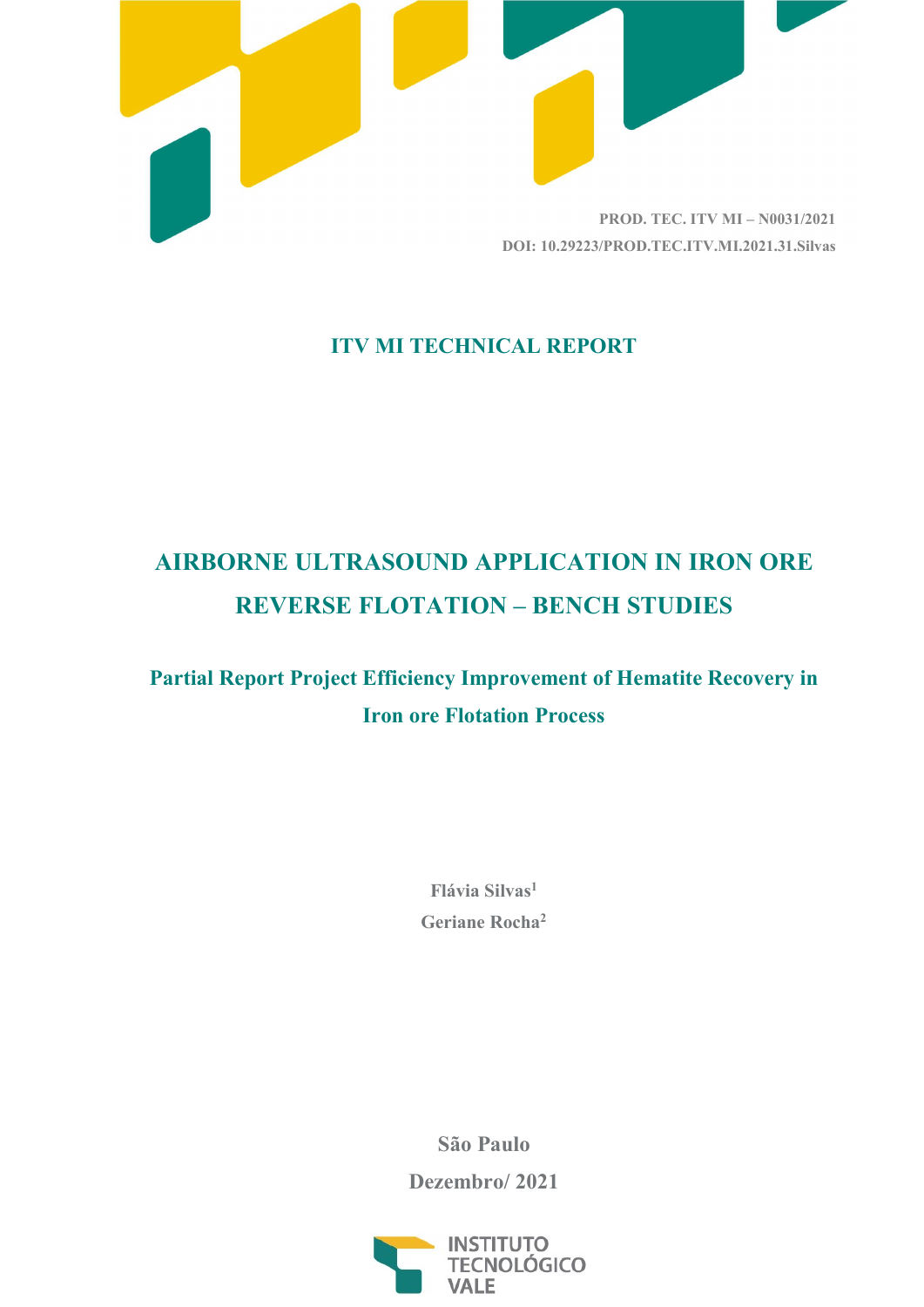PROD. TEC. ITV MI – N0031/2021

DOI: 10.29223/PROD.TEC.ITV.MI.2021.31.Silvas

**ITV MI TECHNICAL REPORT**

# AIRBORNE ULTRASOUND APPLICATION IN IRON ORE REVERSE FLOTATION – BENCH STUDIES

## Partial Report Project Efficiency Improvement of Hematite Recovery in Iron ore Flotation Process

Flávia Silvas[1]

Geriane Rocha[2]

São Paulo

Dezembro/ 2021

INSTITUTO TECNOLÓGICO VALE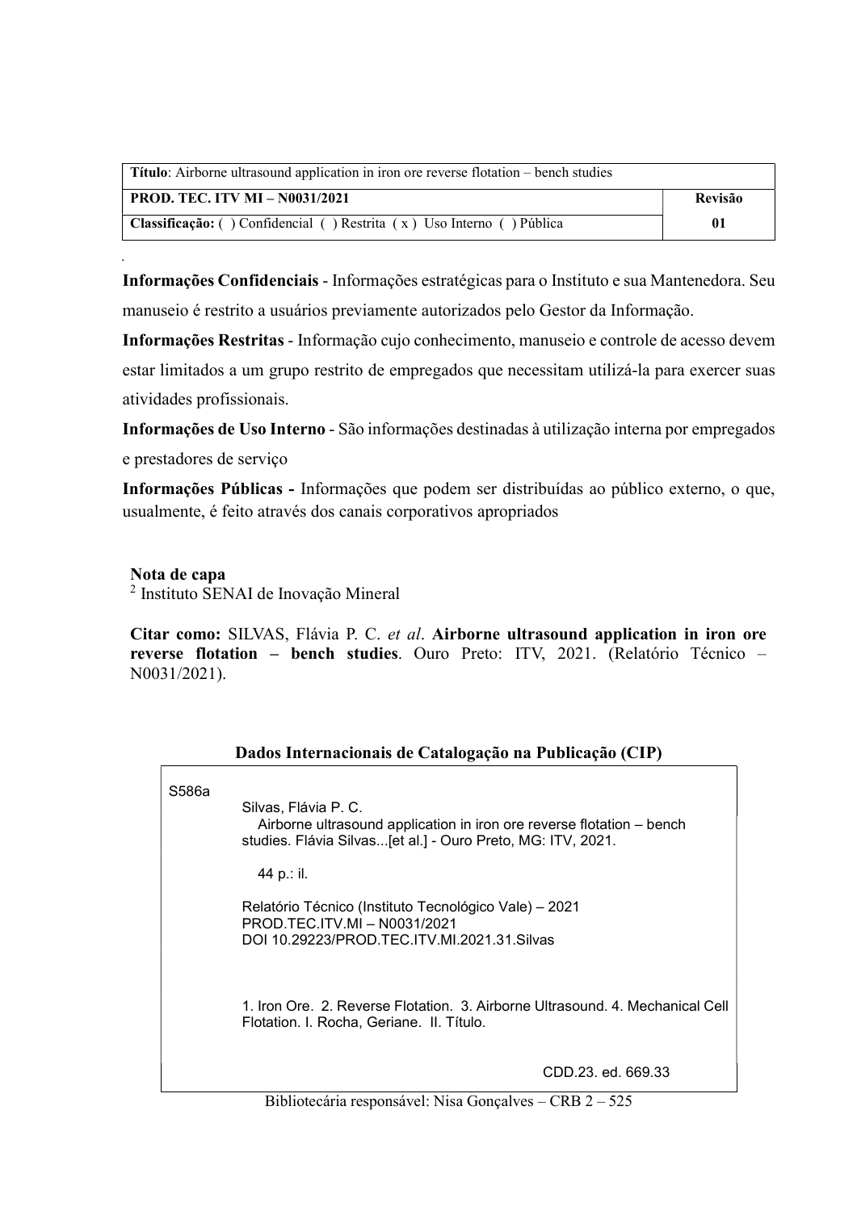| **Título**: Airborne ultrasound application in iron ore reverse flotation – bench studies | |
| --- | --- |
| **PROD. TEC. ITV MI – N0031/2021** | **Revisão** |
| **Classificação:** ( ) Confidencial ( ) Restrita ( x ) Uso Interno ( ) Pública | **01** |

**Informações Confidenciais** - Informações estratégicas para o Instituto e sua Mantenedora. Seu manuseio é restrito a usuários previamente autorizados pelo Gestor da Informação.

**Informações Restritas** - Informação cujo conhecimento, manuseio e controle de acesso devem estar limitados a um grupo restrito de empregados que necessitam utilizá-la para exercer suas atividades profissionais.

**Informações de Uso Interno** - São informações destinadas à utilização interna por empregados e prestadores de serviço

**Informações Públicas -** Informações que podem ser distribuídas ao público externo, o que, usualmente, é feito através dos canais corporativos apropriados

**Nota de capa**
[2] Instituto SENAI de Inovação Mineral

**Citar como:** SILVAS, Flávia P. C. *et al*. **Airborne ultrasound application in iron ore reverse flotation – bench studies**. Ouro Preto: ITV, 2021. (Relatório Técnico – N0031/2021).

**Dados Internacionais de Catalogação na Publicação (CIP)**

S586a

Silvas, Flávia P. C.
Airborne ultrasound application in iron ore reverse flotation – bench studies. Flávia Silvas...[et al.] - Ouro Preto, MG: ITV, 2021.

44 p.: il.

Relatório Técnico (Instituto Tecnológico Vale) – 2021
PROD.TEC.ITV.MI – N0031/2021
DOI 10.29223/PROD.TEC.ITV.MI.2021.31.Silvas

1. Iron Ore. 2. Reverse Flotation. 3. Airborne Ultrasound. 4. Mechanical Cell Flotation. I. Rocha, Geriane. II. Título.

CDD.23. ed. 669.33

Bibliotecária responsável: Nisa Gonçalves – CRB 2 – 525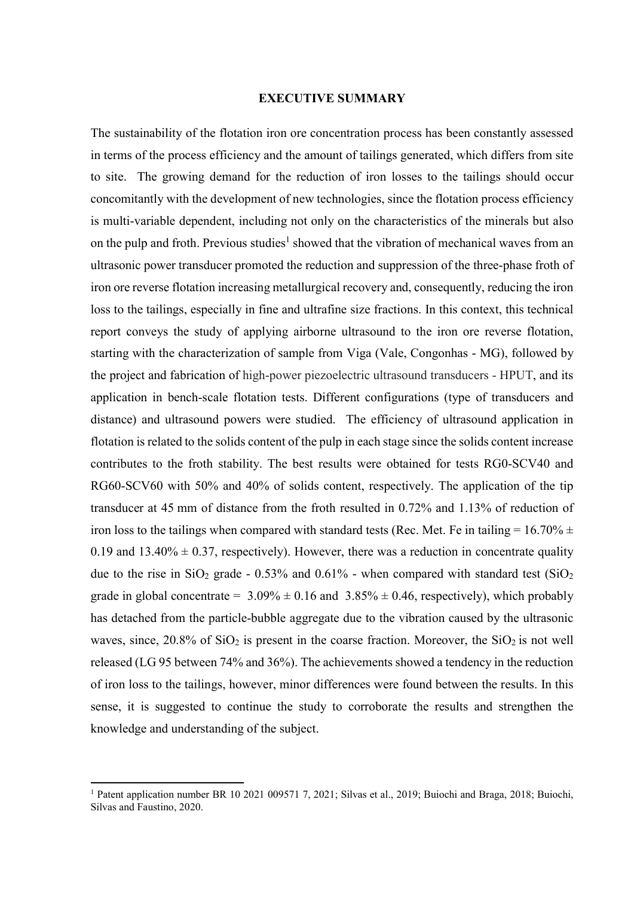# EXECUTIVE SUMMARY

The sustainability of the flotation iron ore concentration process has been constantly assessed in terms of the process efficiency and the amount of tailings generated, which differs from site to site. The growing demand for the reduction of iron losses to the tailings should occur concomitantly with the development of new technologies, since the flotation process efficiency is multi-variable dependent, including not only on the characteristics of the minerals but also on the pulp and froth. Previous studies[1] showed that the vibration of mechanical waves from an ultrasonic power transducer promoted the reduction and suppression of the three-phase froth of iron ore reverse flotation increasing metallurgical recovery and, consequently, reducing the iron loss to the tailings, especially in fine and ultrafine size fractions. In this context, this technical report conveys the study of applying airborne ultrasound to the iron ore reverse flotation, starting with the characterization of sample from Viga (Vale, Congonhas - MG), followed by the project and fabrication of high-power piezoelectric ultrasound transducers - HPUT, and its application in bench-scale flotation tests. Different configurations (type of transducers and distance) and ultrasound powers were studied. The efficiency of ultrasound application in flotation is related to the solids content of the pulp in each stage since the solids content increase contributes to the froth stability. The best results were obtained for tests RG0-SCV40 and RG60-SCV60 with 50% and 40% of solids content, respectively. The application of the tip transducer at 45 mm of distance from the froth resulted in 0.72% and 1.13% of reduction of iron loss to the tailings when compared with standard tests (Rec. Met. Fe in tailing = 16.70% ± 0.19 and 13.40% ± 0.37, respectively). However, there was a reduction in concentrate quality due to the rise in $SiO_2$ grade - 0.53% and 0.61% - when compared with standard test ($SiO_2$ grade in global concentrate = 3.09% ± 0.16 and 3.85% ± 0.46, respectively), which probably has detached from the particle-bubble aggregate due to the vibration caused by the ultrasonic waves, since, 20.8% of $SiO_2$ is present in the coarse fraction. Moreover, the $SiO_2$ is not well released (LG 95 between 74% and 36%). The achievements showed a tendency in the reduction of iron loss to the tailings, however, minor differences were found between the results. In this sense, it is suggested to continue the study to corroborate the results and strengthen the knowledge and understanding of the subject.

---

[1] Patent application number BR 10 2021 009571 7, 2021; Silvas et al., 2019; Buiochi and Braga, 2018; Buiochi, Silvas and Faustino, 2020.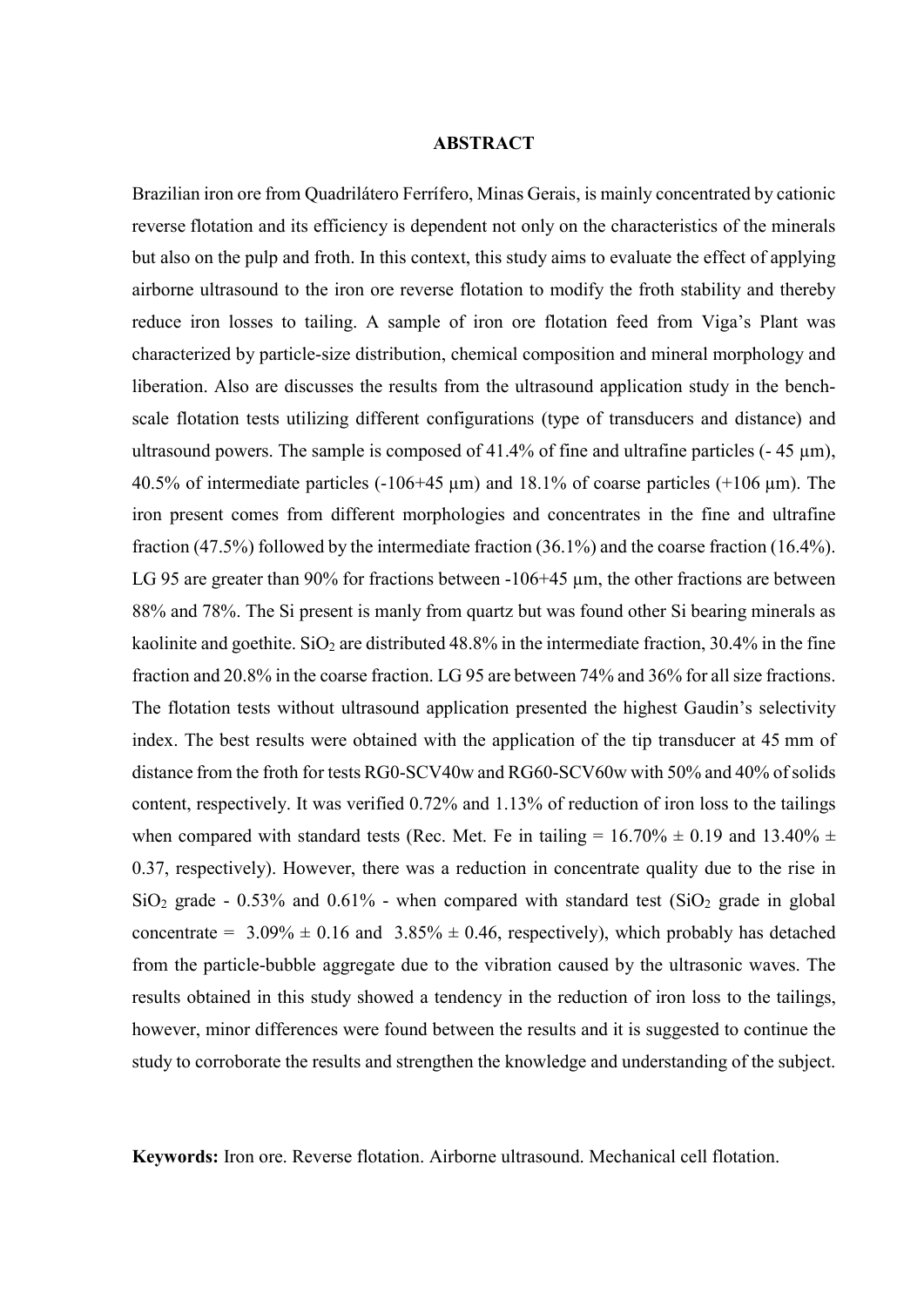## ABSTRACT

Brazilian iron ore from Quadrilátero Ferrífero, Minas Gerais, is mainly concentrated by cationic reverse flotation and its efficiency is dependent not only on the characteristics of the minerals but also on the pulp and froth. In this context, this study aims to evaluate the effect of applying airborne ultrasound to the iron ore reverse flotation to modify the froth stability and thereby reduce iron losses to tailing. A sample of iron ore flotation feed from Viga's Plant was characterized by particle-size distribution, chemical composition and mineral morphology and liberation. Also are discusses the results from the ultrasound application study in the bench-scale flotation tests utilizing different configurations (type of transducers and distance) and ultrasound powers. The sample is composed of 41.4% of fine and ultrafine particles (- 45 µm), 40.5% of intermediate particles (-106+45 µm) and 18.1% of coarse particles (+106 µm). The iron present comes from different morphologies and concentrates in the fine and ultrafine fraction (47.5%) followed by the intermediate fraction (36.1%) and the coarse fraction (16.4%). LG 95 are greater than 90% for fractions between -106+45 µm, the other fractions are between 88% and 78%. The Si present is manly from quartz but was found other Si bearing minerals as kaolinite and goethite. $SiO_2$ are distributed 48.8% in the intermediate fraction, 30.4% in the fine fraction and 20.8% in the coarse fraction. LG 95 are between 74% and 36% for all size fractions. The flotation tests without ultrasound application presented the highest Gaudin's selectivity index. The best results were obtained with the application of the tip transducer at 45 mm of distance from the froth for tests RG0-SCV40w and RG60-SCV60w with 50% and 40% of solids content, respectively. It was verified 0.72% and 1.13% of reduction of iron loss to the tailings when compared with standard tests (Rec. Met. Fe in tailing = 16.70% ± 0.19 and 13.40% ± 0.37, respectively). However, there was a reduction in concentrate quality due to the rise in $SiO_2$ grade - 0.53% and 0.61% - when compared with standard test ($SiO_2$ grade in global concentrate = 3.09% ± 0.16 and 3.85% ± 0.46, respectively), which probably has detached from the particle-bubble aggregate due to the vibration caused by the ultrasonic waves. The results obtained in this study showed a tendency in the reduction of iron loss to the tailings, however, minor differences were found between the results and it is suggested to continue the study to corroborate the results and strengthen the knowledge and understanding of the subject.

**Keywords:** Iron ore. Reverse flotation. Airborne ultrasound. Mechanical cell flotation.